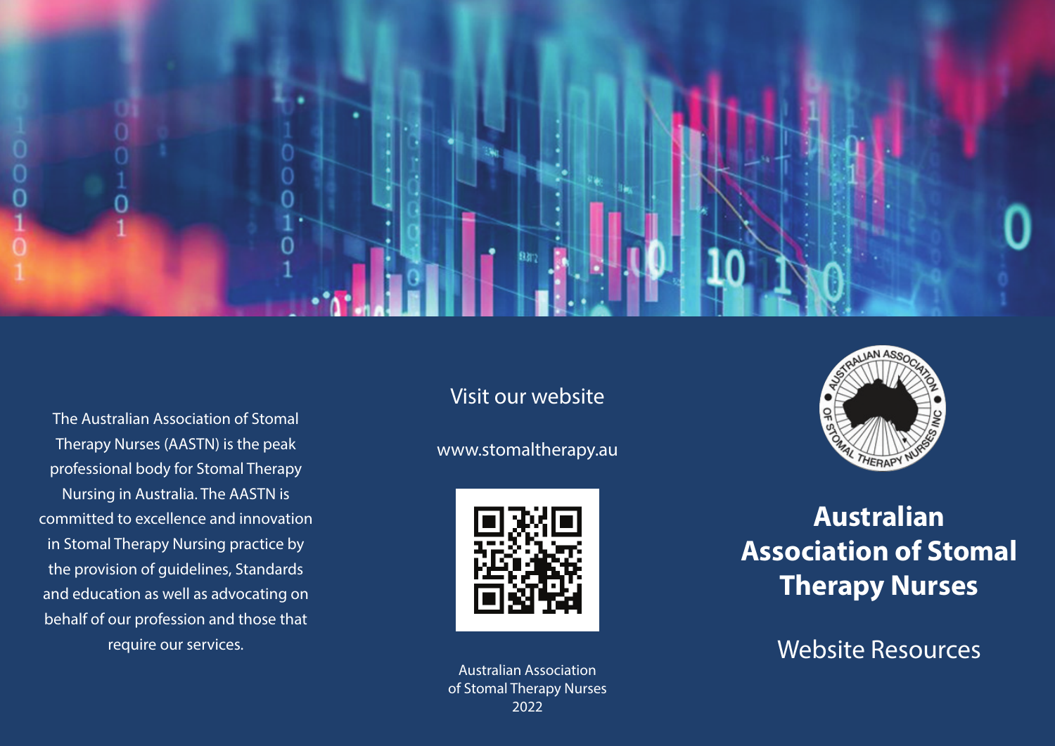# Australian Association of Stomal Therapy Nurses

## Website Resources

The Australian Association of Stomal Therapy Nurses (AASTN) is the peak professional body for Stomal Therapy Nursing in Australia. The AASTN is committed to excellence and innovation in Stomal Therapy Nursing practice by the provision of guidelines, Standards and education as well as advocating on behalf of our profession and those that require our services.

Visit our website

www.stomaltherapy.au

Australian Association of Stomal Therapy Nurses 2022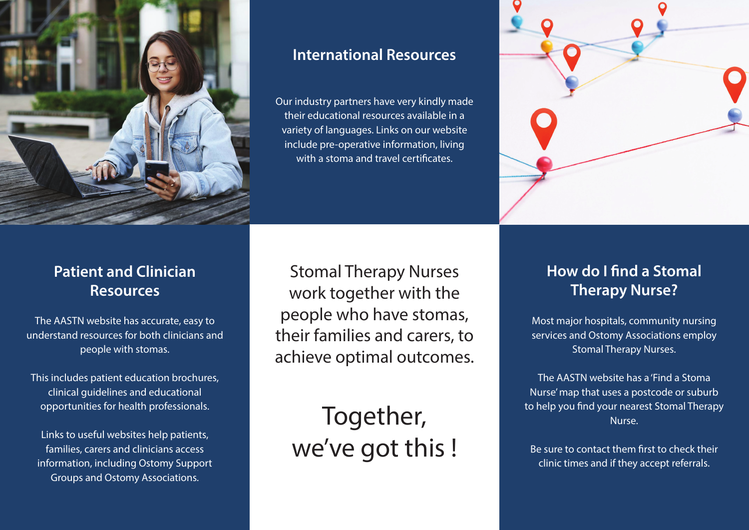## International Resources

Our industry partners have very kindly made their educational resources available in a variety of languages. Links on our website include pre-operative information, living with a stoma and travel certificates.

## Patient and Clinician Resources

The AASTN website has accurate, easy to understand resources for both clinicians and people with stomas.

This includes patient education brochures, clinical guidelines and educational opportunities for health professionals.

Links to useful websites help patients, families, carers and clinicians access information, including Ostomy Support Groups and Ostomy Associations.

Stomal Therapy Nurses work together with the people who have stomas, their families and carers, to achieve optimal outcomes.

Together, we've got this !

## How do I find a Stomal Therapy Nurse?

Most major hospitals, community nursing services and Ostomy Associations employ Stomal Therapy Nurses.

The AASTN website has a 'Find a Stoma Nurse' map that uses a postcode or suburb to help you find your nearest Stomal Therapy Nurse.

Be sure to contact them first to check their clinic times and if they accept referrals.